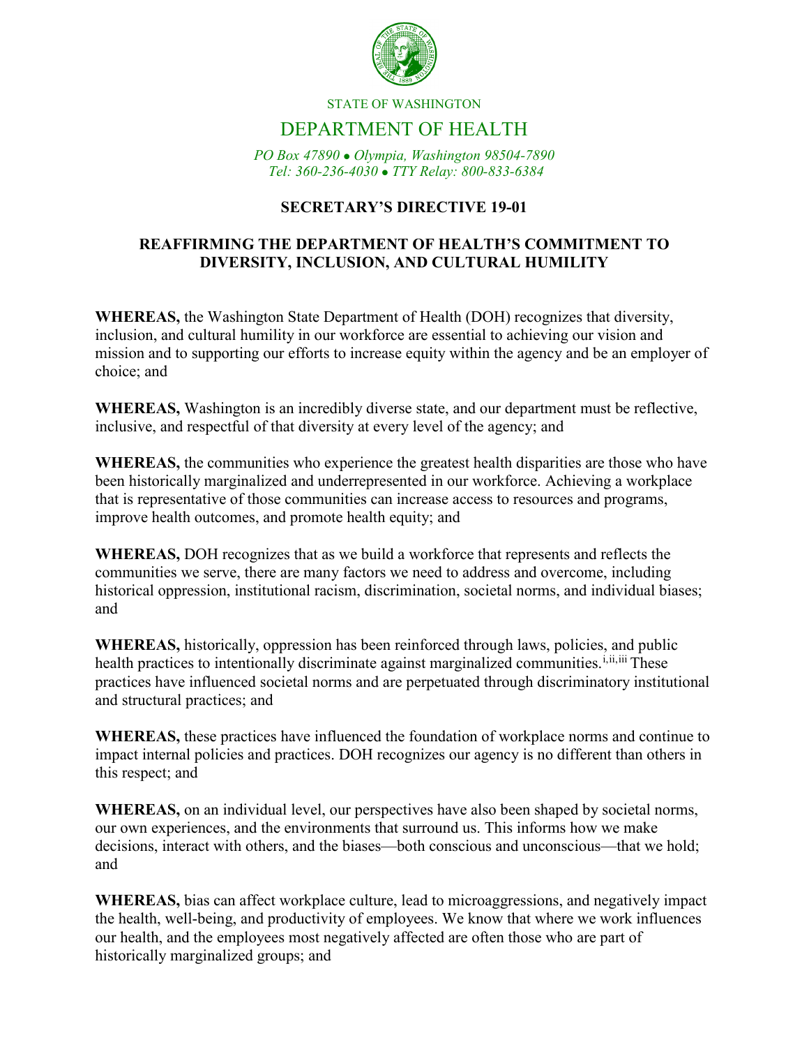STATE OF WASHINGTON

DEPARTMENT OF HEALTH

*PO Box 47890 • Olympia, Washington 98504-7890*
*Tel: 360-236-4030 • TTY Relay: 800-833-6384*

# SECRETARY'S DIRECTIVE 19-01

## REAFFIRMING THE DEPARTMENT OF HEALTH'S COMMITMENT TO DIVERSITY, INCLUSION, AND CULTURAL HUMILITY

**WHEREAS,** the Washington State Department of Health (DOH) recognizes that diversity, inclusion, and cultural humility in our workforce are essential to achieving our vision and mission and to supporting our efforts to increase equity within the agency and be an employer of choice; and

**WHEREAS,** Washington is an incredibly diverse state, and our department must be reflective, inclusive, and respectful of that diversity at every level of the agency; and

**WHEREAS,** the communities who experience the greatest health disparities are those who have been historically marginalized and underrepresented in our workforce. Achieving a workplace that is representative of those communities can increase access to resources and programs, improve health outcomes, and promote health equity; and

**WHEREAS,** DOH recognizes that as we build a workforce that represents and reflects the communities we serve, there are many factors we need to address and overcome, including historical oppression, institutional racism, discrimination, societal norms, and individual biases; and

**WHEREAS,** historically, oppression has been reinforced through laws, policies, and public health practices to intentionally discriminate against marginalized communities.[i,ii,iii] These practices have influenced societal norms and are perpetuated through discriminatory institutional and structural practices; and

**WHEREAS,** these practices have influenced the foundation of workplace norms and continue to impact internal policies and practices. DOH recognizes our agency is no different than others in this respect; and

**WHEREAS,** on an individual level, our perspectives have also been shaped by societal norms, our own experiences, and the environments that surround us. This informs how we make decisions, interact with others, and the biases—both conscious and unconscious—that we hold; and

**WHEREAS,** bias can affect workplace culture, lead to microaggressions, and negatively impact the health, well-being, and productivity of employees. We know that where we work influences our health, and the employees most negatively affected are often those who are part of historically marginalized groups; and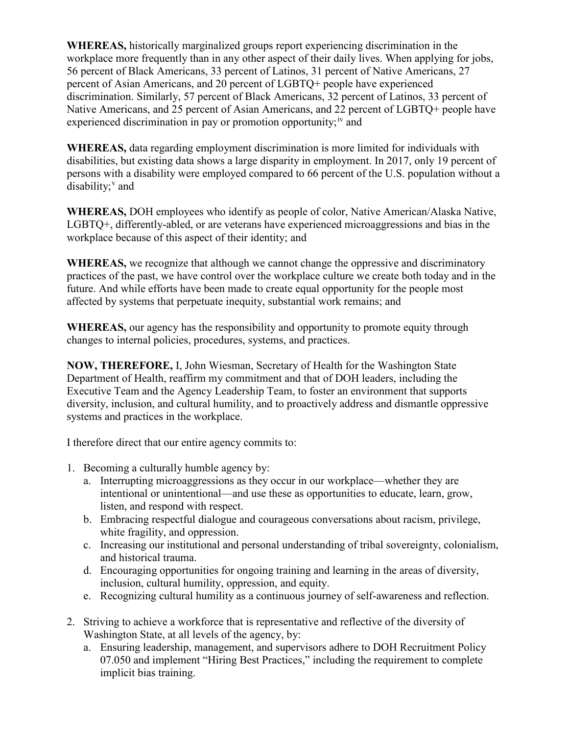**WHEREAS,** historically marginalized groups report experiencing discrimination in the workplace more frequently than in any other aspect of their daily lives. When applying for jobs, 56 percent of Black Americans, 33 percent of Latinos, 31 percent of Native Americans, 27 percent of Asian Americans, and 20 percent of LGBTQ+ people have experienced discrimination. Similarly, 57 percent of Black Americans, 32 percent of Latinos, 33 percent of Native Americans, and 25 percent of Asian Americans, and 22 percent of LGBTQ+ people have experienced discrimination in pay or promotion opportunity;[iv] and

**WHEREAS,** data regarding employment discrimination is more limited for individuals with disabilities, but existing data shows a large disparity in employment. In 2017, only 19 percent of persons with a disability were employed compared to 66 percent of the U.S. population without a disability;[v] and

**WHEREAS,** DOH employees who identify as people of color, Native American/Alaska Native, LGBTQ+, differently-abled, or are veterans have experienced microaggressions and bias in the workplace because of this aspect of their identity; and

**WHEREAS,** we recognize that although we cannot change the oppressive and discriminatory practices of the past, we have control over the workplace culture we create both today and in the future. And while efforts have been made to create equal opportunity for the people most affected by systems that perpetuate inequity, substantial work remains; and

**WHEREAS,** our agency has the responsibility and opportunity to promote equity through changes to internal policies, procedures, systems, and practices.

**NOW, THEREFORE,** I, John Wiesman, Secretary of Health for the Washington State Department of Health, reaffirm my commitment and that of DOH leaders, including the Executive Team and the Agency Leadership Team, to foster an environment that supports diversity, inclusion, and cultural humility, and to proactively address and dismantle oppressive systems and practices in the workplace.

I therefore direct that our entire agency commits to:

1. Becoming a culturally humble agency by:
   a. Interrupting microaggressions as they occur in our workplace—whether they are intentional or unintentional—and use these as opportunities to educate, learn, grow, listen, and respond with respect.
   b. Embracing respectful dialogue and courageous conversations about racism, privilege, white fragility, and oppression.
   c. Increasing our institutional and personal understanding of tribal sovereignty, colonialism, and historical trauma.
   d. Encouraging opportunities for ongoing training and learning in the areas of diversity, inclusion, cultural humility, oppression, and equity.
   e. Recognizing cultural humility as a continuous journey of self-awareness and reflection.

2. Striving to achieve a workforce that is representative and reflective of the diversity of Washington State, at all levels of the agency, by:
   a. Ensuring leadership, management, and supervisors adhere to DOH Recruitment Policy 07.050 and implement "Hiring Best Practices," including the requirement to complete implicit bias training.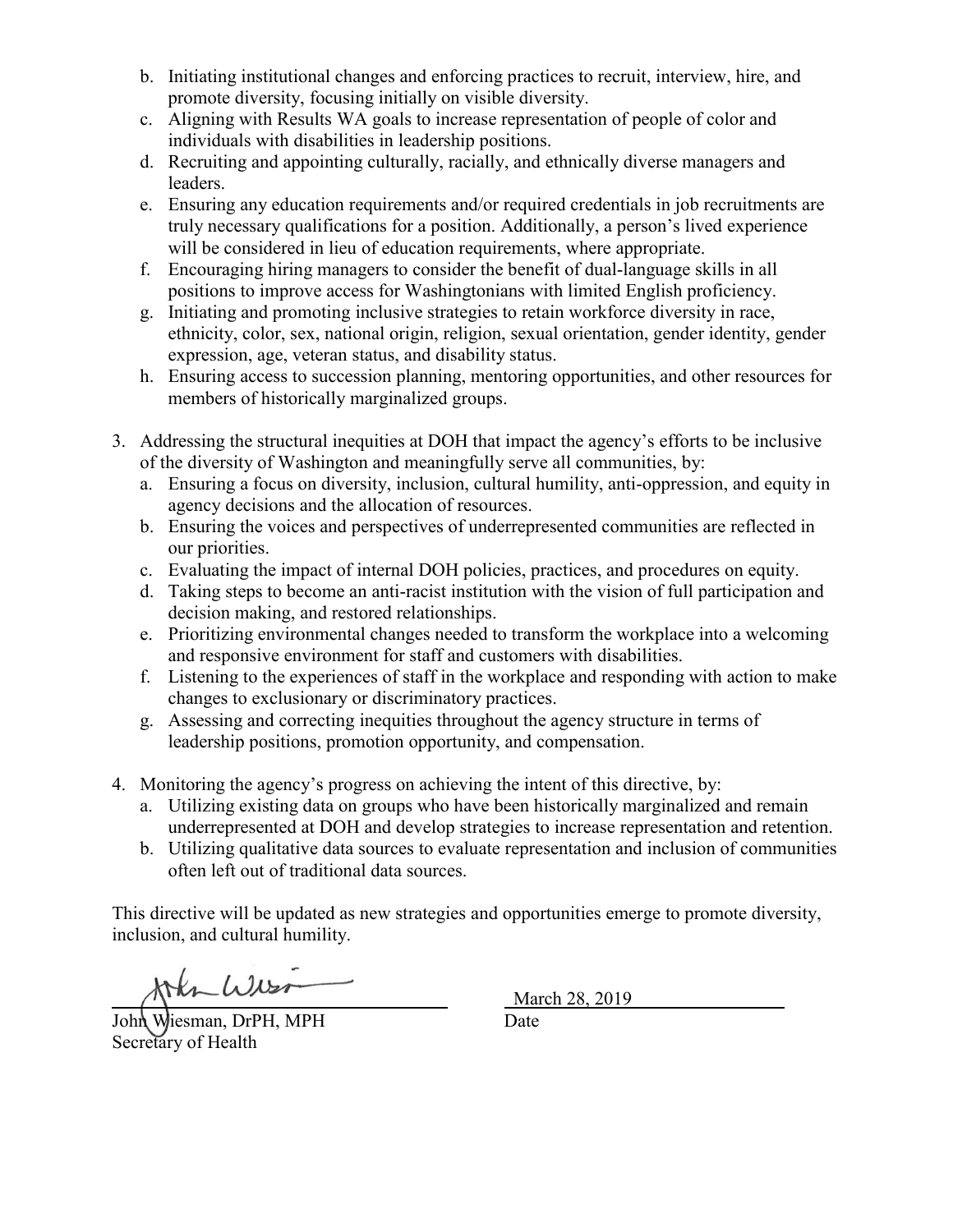b. Initiating institutional changes and enforcing practices to recruit, interview, hire, and promote diversity, focusing initially on visible diversity.
   c. Aligning with Results WA goals to increase representation of people of color and individuals with disabilities in leadership positions.
   d. Recruiting and appointing culturally, racially, and ethnically diverse managers and leaders.
   e. Ensuring any education requirements and/or required credentials in job recruitments are truly necessary qualifications for a position. Additionally, a person's lived experience will be considered in lieu of education requirements, where appropriate.
   f. Encouraging hiring managers to consider the benefit of dual-language skills in all positions to improve access for Washingtonians with limited English proficiency.
   g. Initiating and promoting inclusive strategies to retain workforce diversity in race, ethnicity, color, sex, national origin, religion, sexual orientation, gender identity, gender expression, age, veteran status, and disability status.
   h. Ensuring access to succession planning, mentoring opportunities, and other resources for members of historically marginalized groups.

3. Addressing the structural inequities at DOH that impact the agency's efforts to be inclusive of the diversity of Washington and meaningfully serve all communities, by:
   a. Ensuring a focus on diversity, inclusion, cultural humility, anti-oppression, and equity in agency decisions and the allocation of resources.
   b. Ensuring the voices and perspectives of underrepresented communities are reflected in our priorities.
   c. Evaluating the impact of internal DOH policies, practices, and procedures on equity.
   d. Taking steps to become an anti-racist institution with the vision of full participation and decision making, and restored relationships.
   e. Prioritizing environmental changes needed to transform the workplace into a welcoming and responsive environment for staff and customers with disabilities.
   f. Listening to the experiences of staff in the workplace and responding with action to make changes to exclusionary or discriminatory practices.
   g. Assessing and correcting inequities throughout the agency structure in terms of leadership positions, promotion opportunity, and compensation.

4. Monitoring the agency's progress on achieving the intent of this directive, by:
   a. Utilizing existing data on groups who have been historically marginalized and remain underrepresented at DOH and develop strategies to increase representation and retention.
   b. Utilizing qualitative data sources to evaluate representation and inclusion of communities often left out of traditional data sources.

This directive will be updated as new strategies and opportunities emerge to promote diversity, inclusion, and cultural humility.

John Wiesman, DrPH, MPH
Secretary of Health

March 28, 2019
Date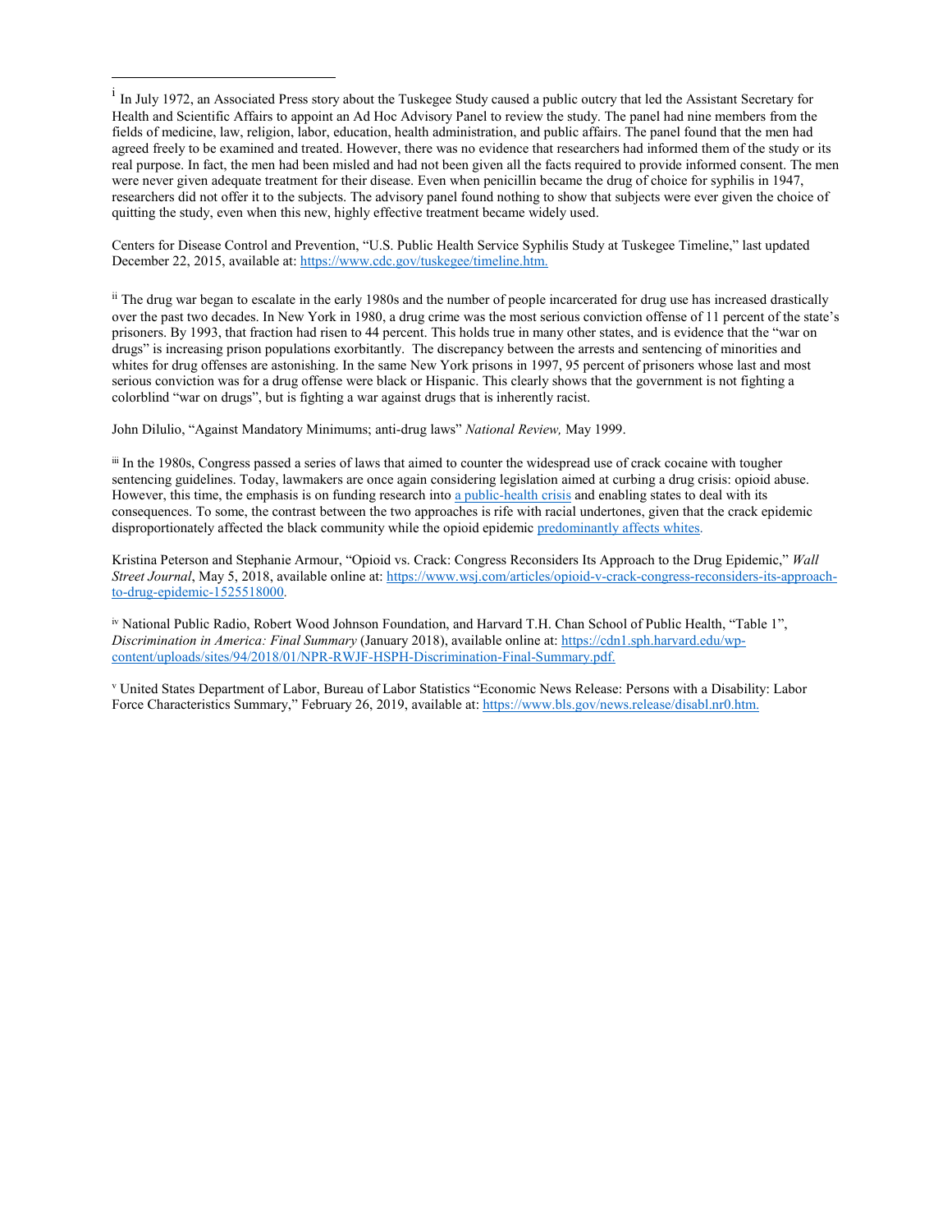[i] In July 1972, an Associated Press story about the Tuskegee Study caused a public outcry that led the Assistant Secretary for Health and Scientific Affairs to appoint an Ad Hoc Advisory Panel to review the study. The panel had nine members from the fields of medicine, law, religion, labor, education, health administration, and public affairs. The panel found that the men had agreed freely to be examined and treated. However, there was no evidence that researchers had informed them of the study or its real purpose. In fact, the men had been misled and had not been given all the facts required to provide informed consent. The men were never given adequate treatment for their disease. Even when penicillin became the drug of choice for syphilis in 1947, researchers did not offer it to the subjects. The advisory panel found nothing to show that subjects were ever given the choice of quitting the study, even when this new, highly effective treatment became widely used.

Centers for Disease Control and Prevention, "U.S. Public Health Service Syphilis Study at Tuskegee Timeline," last updated December 22, 2015, available at: https://www.cdc.gov/tuskegee/timeline.htm.

[ii] The drug war began to escalate in the early 1980s and the number of people incarcerated for drug use has increased drastically over the past two decades. In New York in 1980, a drug crime was the most serious conviction offense of 11 percent of the state's prisoners. By 1993, that fraction had risen to 44 percent. This holds true in many other states, and is evidence that the "war on drugs" is increasing prison populations exorbitantly. The discrepancy between the arrests and sentencing of minorities and whites for drug offenses are astonishing. In the same New York prisons in 1997, 95 percent of prisoners whose last and most serious conviction was for a drug offense were black or Hispanic. This clearly shows that the government is not fighting a colorblind "war on drugs", but is fighting a war against drugs that is inherently racist.

John Dilulio, "Against Mandatory Minimums; anti-drug laws" *National Review,* May 1999.

[iii] In the 1980s, Congress passed a series of laws that aimed to counter the widespread use of crack cocaine with tougher sentencing guidelines. Today, lawmakers are once again considering legislation aimed at curbing a drug crisis: opioid abuse. However, this time, the emphasis is on funding research into a public-health crisis and enabling states to deal with its consequences. To some, the contrast between the two approaches is rife with racial undertones, given that the crack epidemic disproportionately affected the black community while the opioid epidemic predominantly affects whites.

Kristina Peterson and Stephanie Armour, "Opioid vs. Crack: Congress Reconsiders Its Approach to the Drug Epidemic," *Wall Street Journal*, May 5, 2018, available online at: https://www.wsj.com/articles/opioid-v-crack-congress-reconsiders-its-approach-to-drug-epidemic-1525518000.

[iv] National Public Radio, Robert Wood Johnson Foundation, and Harvard T.H. Chan School of Public Health, "Table 1", *Discrimination in America: Final Summary* (January 2018), available online at: https://cdn1.sph.harvard.edu/wp-content/uploads/sites/94/2018/01/NPR-RWJF-HSPH-Discrimination-Final-Summary.pdf.

[v] United States Department of Labor, Bureau of Labor Statistics "Economic News Release: Persons with a Disability: Labor Force Characteristics Summary," February 26, 2019, available at: https://www.bls.gov/news.release/disabl.nr0.htm.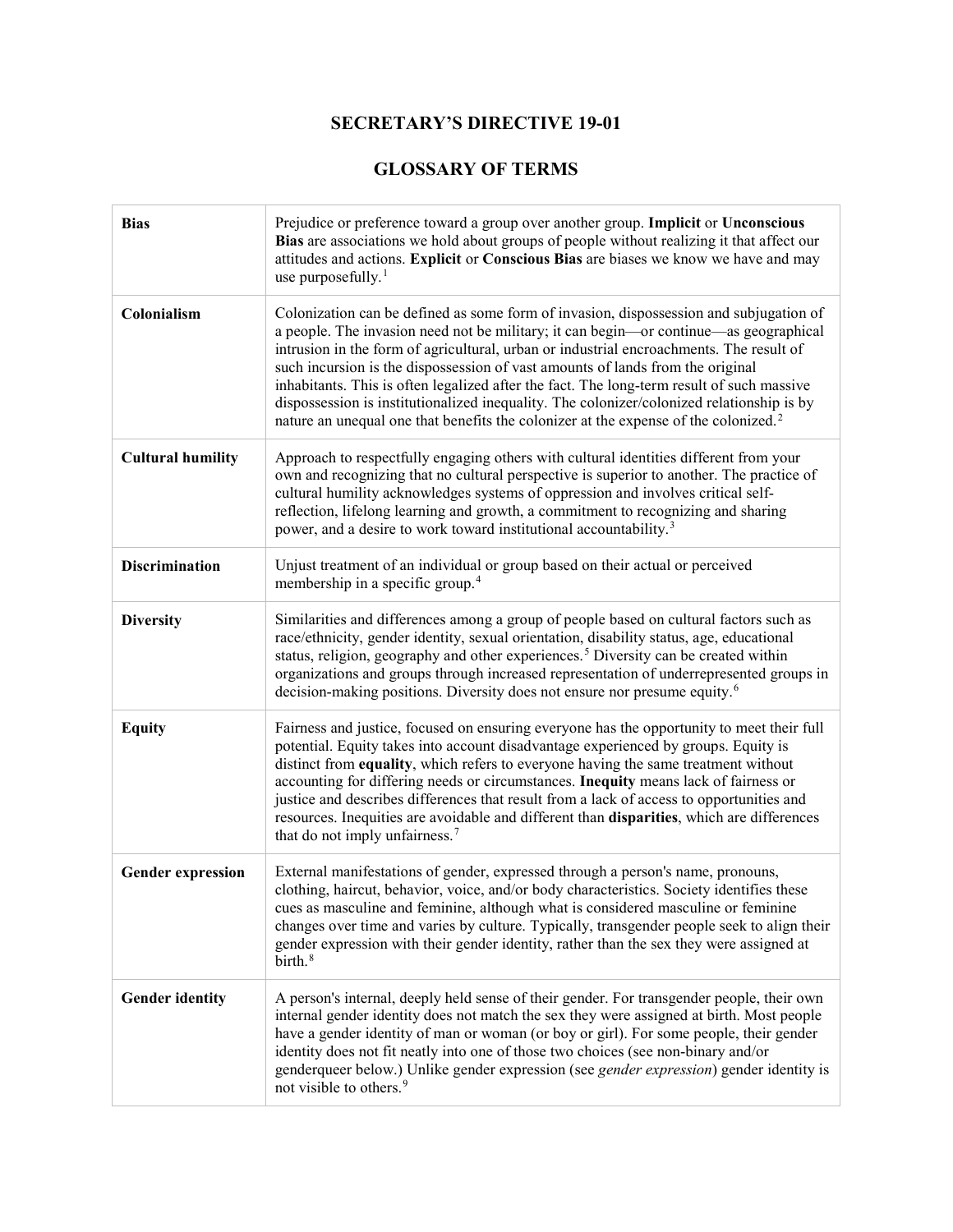# SECRETARY'S DIRECTIVE 19-01

## GLOSSARY OF TERMS

| | |
|---|---|
| **Bias** | Prejudice or preference toward a group over another group. **Implicit** or **Unconscious Bias** are associations we hold about groups of people without realizing it that affect our attitudes and actions. **Explicit** or **Conscious Bias** are biases we know we have and may use purposefully.[1] |
| **Colonialism** | Colonization can be defined as some form of invasion, dispossession and subjugation of a people. The invasion need not be military; it can begin—or continue—as geographical intrusion in the form of agricultural, urban or industrial encroachments. The result of such incursion is the dispossession of vast amounts of lands from the original inhabitants. This is often legalized after the fact. The long-term result of such massive dispossession is institutionalized inequality. The colonizer/colonized relationship is by nature an unequal one that benefits the colonizer at the expense of the colonized.[2] |
| **Cultural humility** | Approach to respectfully engaging others with cultural identities different from your own and recognizing that no cultural perspective is superior to another. The practice of cultural humility acknowledges systems of oppression and involves critical self-reflection, lifelong learning and growth, a commitment to recognizing and sharing power, and a desire to work toward institutional accountability.[3] |
| **Discrimination** | Unjust treatment of an individual or group based on their actual or perceived membership in a specific group.[4] |
| **Diversity** | Similarities and differences among a group of people based on cultural factors such as race/ethnicity, gender identity, sexual orientation, disability status, age, educational status, religion, geography and other experiences.[5] Diversity can be created within organizations and groups through increased representation of underrepresented groups in decision-making positions. Diversity does not ensure nor presume equity.[6] |
| **Equity** | Fairness and justice, focused on ensuring everyone has the opportunity to meet their full potential. Equity takes into account disadvantage experienced by groups. Equity is distinct from **equality**, which refers to everyone having the same treatment without accounting for differing needs or circumstances. **Inequity** means lack of fairness or justice and describes differences that result from a lack of access to opportunities and resources. Inequities are avoidable and different than **disparities**, which are differences that do not imply unfairness.[7] |
| **Gender expression** | External manifestations of gender, expressed through a person's name, pronouns, clothing, haircut, behavior, voice, and/or body characteristics. Society identifies these cues as masculine and feminine, although what is considered masculine or feminine changes over time and varies by culture. Typically, transgender people seek to align their gender expression with their gender identity, rather than the sex they were assigned at birth.[8] |
| **Gender identity** | A person's internal, deeply held sense of their gender. For transgender people, their own internal gender identity does not match the sex they were assigned at birth. Most people have a gender identity of man or woman (or boy or girl). For some people, their gender identity does not fit neatly into one of those two choices (see non-binary and/or genderqueer below.) Unlike gender expression (see *gender expression*) gender identity is not visible to others.[9] |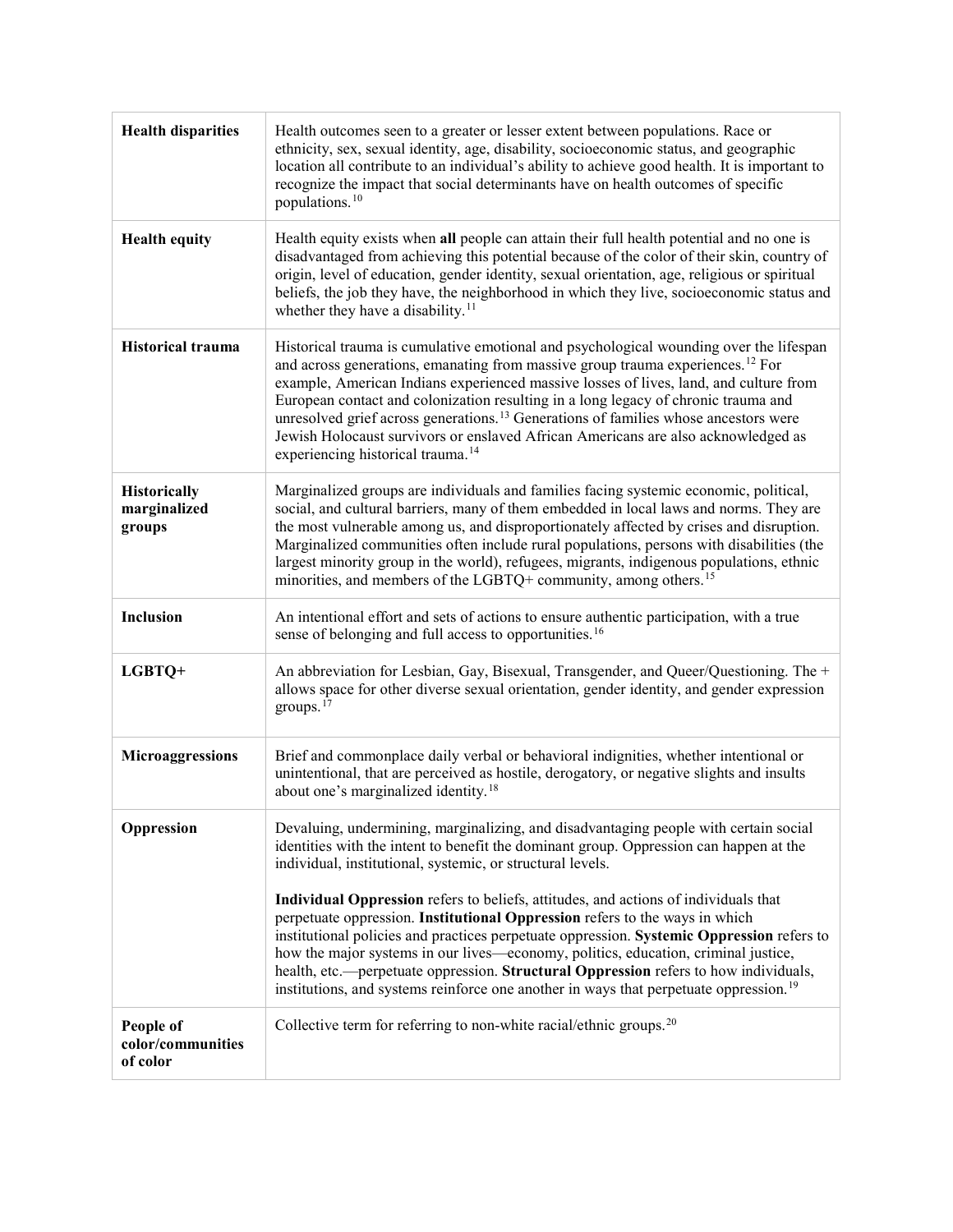| | |
|---|---|
| **Health disparities** | Health outcomes seen to a greater or lesser extent between populations. Race or ethnicity, sex, sexual identity, age, disability, socioeconomic status, and geographic location all contribute to an individual's ability to achieve good health. It is important to recognize the impact that social determinants have on health outcomes of specific populations.[10] |
| **Health equity** | Health equity exists when **all** people can attain their full health potential and no one is disadvantaged from achieving this potential because of the color of their skin, country of origin, level of education, gender identity, sexual orientation, age, religious or spiritual beliefs, the job they have, the neighborhood in which they live, socioeconomic status and whether they have a disability.[11] |
| **Historical trauma** | Historical trauma is cumulative emotional and psychological wounding over the lifespan and across generations, emanating from massive group trauma experiences.[12] For example, American Indians experienced massive losses of lives, land, and culture from European contact and colonization resulting in a long legacy of chronic trauma and unresolved grief across generations.[13] Generations of families whose ancestors were Jewish Holocaust survivors or enslaved African Americans are also acknowledged as experiencing historical trauma.[14] |
| **Historically marginalized groups** | Marginalized groups are individuals and families facing systemic economic, political, social, and cultural barriers, many of them embedded in local laws and norms. They are the most vulnerable among us, and disproportionately affected by crises and disruption. Marginalized communities often include rural populations, persons with disabilities (the largest minority group in the world), refugees, migrants, indigenous populations, ethnic minorities, and members of the LGBTQ+ community, among others.[15] |
| **Inclusion** | An intentional effort and sets of actions to ensure authentic participation, with a true sense of belonging and full access to opportunities.[16] |
| **LGBTQ+** | An abbreviation for Lesbian, Gay, Bisexual, Transgender, and Queer/Questioning. The + allows space for other diverse sexual orientation, gender identity, and gender expression groups.[17] |
| **Microaggressions** | Brief and commonplace daily verbal or behavioral indignities, whether intentional or unintentional, that are perceived as hostile, derogatory, or negative slights and insults about one's marginalized identity.[18] |
| **Oppression** | Devaluing, undermining, marginalizing, and disadvantaging people with certain social identities with the intent to benefit the dominant group. Oppression can happen at the individual, institutional, systemic, or structural levels.<br><br>**Individual Oppression** refers to beliefs, attitudes, and actions of individuals that perpetuate oppression. **Institutional Oppression** refers to the ways in which institutional policies and practices perpetuate oppression. **Systemic Oppression** refers to how the major systems in our lives—economy, politics, education, criminal justice, health, etc.—perpetuate oppression. **Structural Oppression** refers to how individuals, institutions, and systems reinforce one another in ways that perpetuate oppression.[19] |
| **People of color/communities of color** | Collective term for referring to non-white racial/ethnic groups.[20] |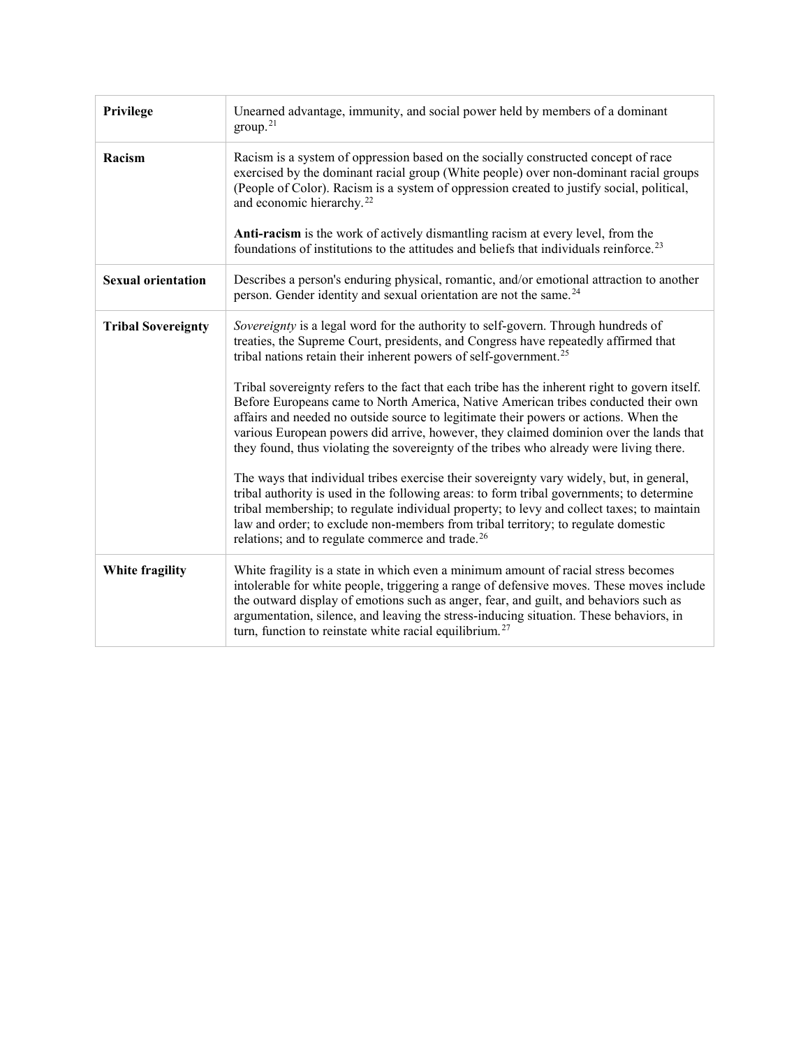| | |
|---|---|
| **Privilege** | Unearned advantage, immunity, and social power held by members of a dominant group.[21] |
| **Racism** | Racism is a system of oppression based on the socially constructed concept of race exercised by the dominant racial group (White people) over non-dominant racial groups (People of Color). Racism is a system of oppression created to justify social, political, and economic hierarchy.[22]<br><br>**Anti-racism** is the work of actively dismantling racism at every level, from the foundations of institutions to the attitudes and beliefs that individuals reinforce.[23] |
| **Sexual orientation** | Describes a person's enduring physical, romantic, and/or emotional attraction to another person. Gender identity and sexual orientation are not the same.[24] |
| **Tribal Sovereignty** | *Sovereignty* is a legal word for the authority to self-govern. Through hundreds of treaties, the Supreme Court, presidents, and Congress have repeatedly affirmed that tribal nations retain their inherent powers of self-government.[25]<br><br>Tribal sovereignty refers to the fact that each tribe has the inherent right to govern itself. Before Europeans came to North America, Native American tribes conducted their own affairs and needed no outside source to legitimate their powers or actions. When the various European powers did arrive, however, they claimed dominion over the lands that they found, thus violating the sovereignty of the tribes who already were living there.<br><br>The ways that individual tribes exercise their sovereignty vary widely, but, in general, tribal authority is used in the following areas: to form tribal governments; to determine tribal membership; to regulate individual property; to levy and collect taxes; to maintain law and order; to exclude non-members from tribal territory; to regulate domestic relations; and to regulate commerce and trade.[26] |
| **White fragility** | White fragility is a state in which even a minimum amount of racial stress becomes intolerable for white people, triggering a range of defensive moves. These moves include the outward display of emotions such as anger, fear, and guilt, and behaviors such as argumentation, silence, and leaving the stress-inducing situation. These behaviors, in turn, function to reinstate white racial equilibrium.[27] |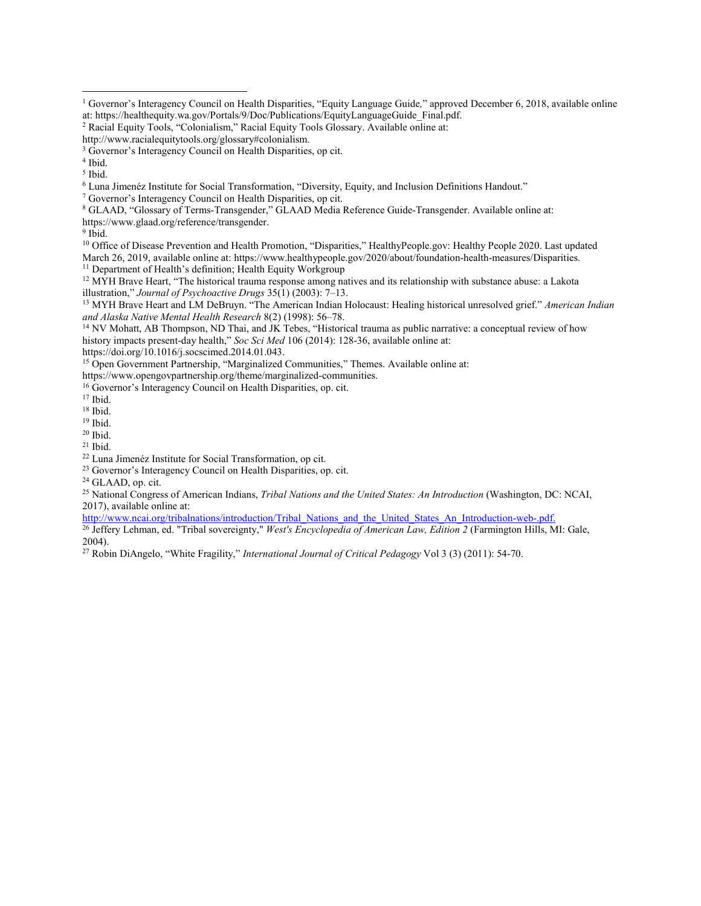[1] Governor's Interagency Council on Health Disparities, "Equity Language Guide," approved December 6, 2018, available online at: https://healthequity.wa.gov/Portals/9/Doc/Publications/EquityLanguageGuide_Final.pdf.

[2] Racial Equity Tools, "Colonialism," Racial Equity Tools Glossary. Available online at: http://www.racialequitytools.org/glossary#colonialism.

[3] Governor's Interagency Council on Health Disparities, op cit.

[4] Ibid.

[5] Ibid.

[6] Luna Jimenéz Institute for Social Transformation, "Diversity, Equity, and Inclusion Definitions Handout."

[7] Governor's Interagency Council on Health Disparities, op cit.

[8] GLAAD, "Glossary of Terms-Transgender," GLAAD Media Reference Guide-Transgender. Available online at: https://www.glaad.org/reference/transgender.

[9] Ibid.

[10] Office of Disease Prevention and Health Promotion, "Disparities," HealthyPeople.gov: Healthy People 2020. Last updated March 26, 2019, available online at: https://www.healthypeople.gov/2020/about/foundation-health-measures/Disparities.

[11] Department of Health's definition; Health Equity Workgroup

[12] MYH Brave Heart, "The historical trauma response among natives and its relationship with substance abuse: a Lakota illustration," *Journal of Psychoactive Drugs* 35(1) (2003): 7–13.

[13] MYH Brave Heart and LM DeBruyn. "The American Indian Holocaust: Healing historical unresolved grief." *American Indian and Alaska Native Mental Health Research* 8(2) (1998): 56–78.

[14] NV Mohatt, AB Thompson, ND Thai, and JK Tebes, "Historical trauma as public narrative: a conceptual review of how history impacts present-day health," *Soc Sci Med* 106 (2014): 128-36, available online at: https://doi.org/10.1016/j.socscimed.2014.01.043.

[15] Open Government Partnership, "Marginalized Communities," Themes. Available online at: https://www.opengovpartnership.org/theme/marginalized-communities.

[16] Governor's Interagency Council on Health Disparities, op. cit.

[17] Ibid.

[18] Ibid.

[19] Ibid.

[20] Ibid.

[21] Ibid.

[22] Luna Jimenéz Institute for Social Transformation, op cit.

[23] Governor's Interagency Council on Health Disparities, op. cit.

[24] GLAAD, op. cit.

[25] National Congress of American Indians, *Tribal Nations and the United States: An Introduction* (Washington, DC: NCAI, 2017), available online at: http://www.ncai.org/tribalnations/introduction/Tribal_Nations_and_the_United_States_An_Introduction-web-.pdf.

[26] Jeffery Lehman, ed. "Tribal sovereignty," *West's Encyclopedia of American Law, Edition 2* (Farmington Hills, MI: Gale, 2004).

[27] Robin DiAngelo, "White Fragility," *International Journal of Critical Pedagogy* Vol 3 (3) (2011): 54-70.